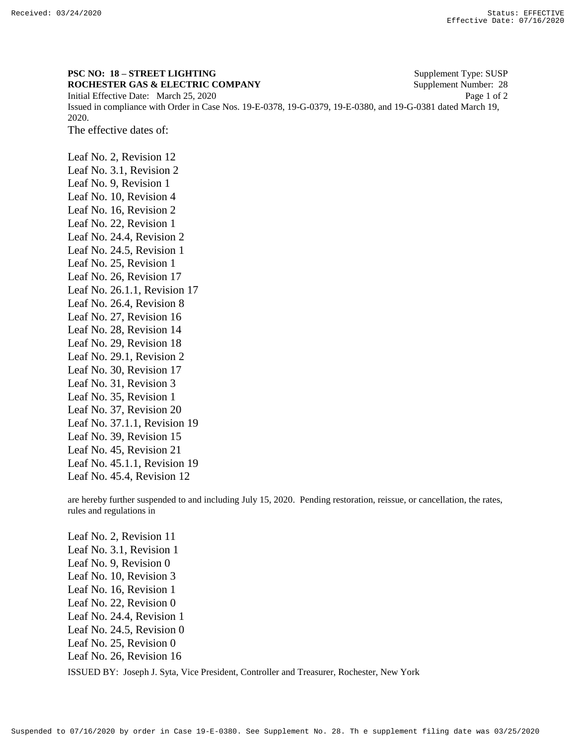**PSC NO: 18 – STREET LIGHTING** Supplement Type: SUSP
**ROCHESTER GAS & ELECTRIC COMPANY** Supplement Number: 28
Initial Effective Date: March 25, 2020
Issued in compliance with Order in Case Nos. 19-E-0378, 19-G-0379, 19-E-0380, and 19-G-0381 dated March 19, 2020.

The effective dates of:

Leaf No. 2, Revision 12
Leaf No. 3.1, Revision 2
Leaf No. 9, Revision 1
Leaf No. 10, Revision 4
Leaf No. 16, Revision 2
Leaf No. 22, Revision 1
Leaf No. 24.4, Revision 2
Leaf No. 24.5, Revision 1
Leaf No. 25, Revision 1
Leaf No. 26, Revision 17
Leaf No. 26.1.1, Revision 17
Leaf No. 26.4, Revision 8
Leaf No. 27, Revision 16
Leaf No. 28, Revision 14
Leaf No. 29, Revision 18
Leaf No. 29.1, Revision 2
Leaf No. 30, Revision 17
Leaf No. 31, Revision 3
Leaf No. 35, Revision 1
Leaf No. 37, Revision 20
Leaf No. 37.1.1, Revision 19
Leaf No. 39, Revision 15
Leaf No. 45, Revision 21
Leaf No. 45.1.1, Revision 19
Leaf No. 45.4, Revision 12

are hereby further suspended to and including July 15, 2020. Pending restoration, reissue, or cancellation, the rates, rules and regulations in

Leaf No. 2, Revision 11
Leaf No. 3.1, Revision 1
Leaf No. 9, Revision 0
Leaf No. 10, Revision 3
Leaf No. 16, Revision 1
Leaf No. 22, Revision 0
Leaf No. 24.4, Revision 1
Leaf No. 24.5, Revision 0
Leaf No. 25, Revision 0
Leaf No. 26, Revision 16

ISSUED BY: Joseph J. Syta, Vice President, Controller and Treasurer, Rochester, New York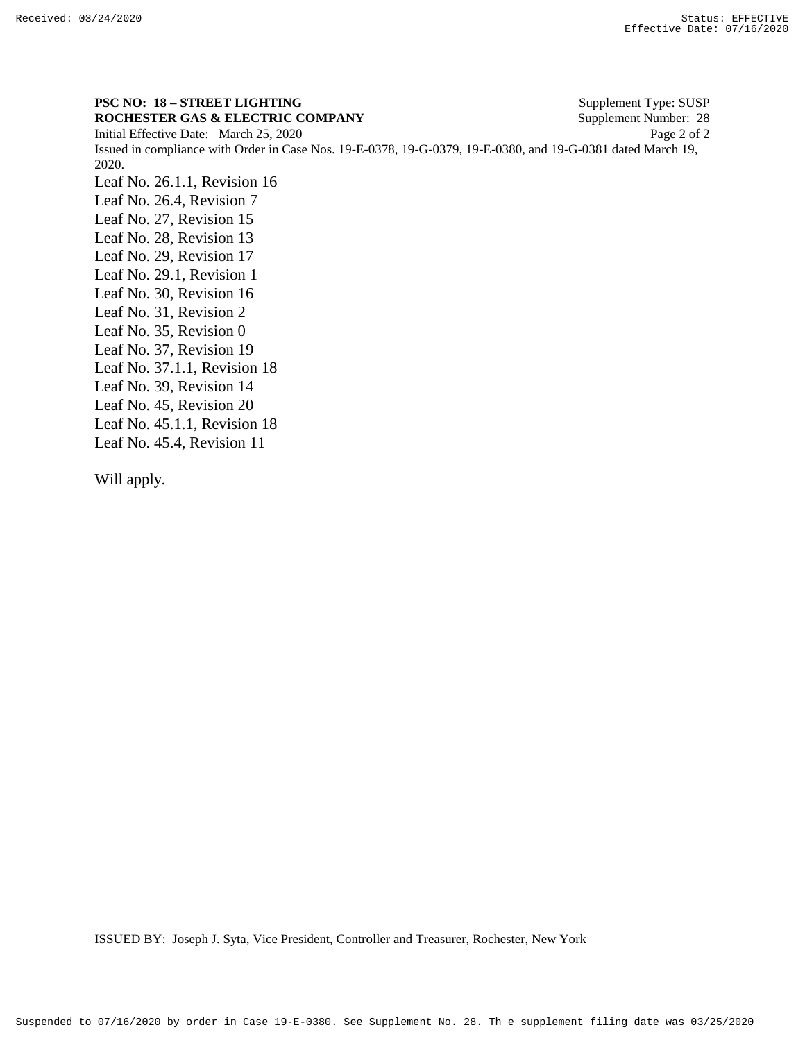**PSC NO: 18 – STREET LIGHTING** Supplement Type: SUSP
**ROCHESTER GAS & ELECTRIC COMPANY** Supplement Number: 28
Initial Effective Date: March 25, 2020
Issued in compliance with Order in Case Nos. 19-E-0378, 19-G-0379, 19-E-0380, and 19-G-0381 dated March 19, 2020.

Leaf No. 26.1.1, Revision 16
Leaf No. 26.4, Revision 7
Leaf No. 27, Revision 15
Leaf No. 28, Revision 13
Leaf No. 29, Revision 17
Leaf No. 29.1, Revision 1
Leaf No. 30, Revision 16
Leaf No. 31, Revision 2
Leaf No. 35, Revision 0
Leaf No. 37, Revision 19
Leaf No. 37.1.1, Revision 18
Leaf No. 39, Revision 14
Leaf No. 45, Revision 20
Leaf No. 45.1.1, Revision 18
Leaf No. 45.4, Revision 11

Will apply.

ISSUED BY: Joseph J. Syta, Vice President, Controller and Treasurer, Rochester, New York